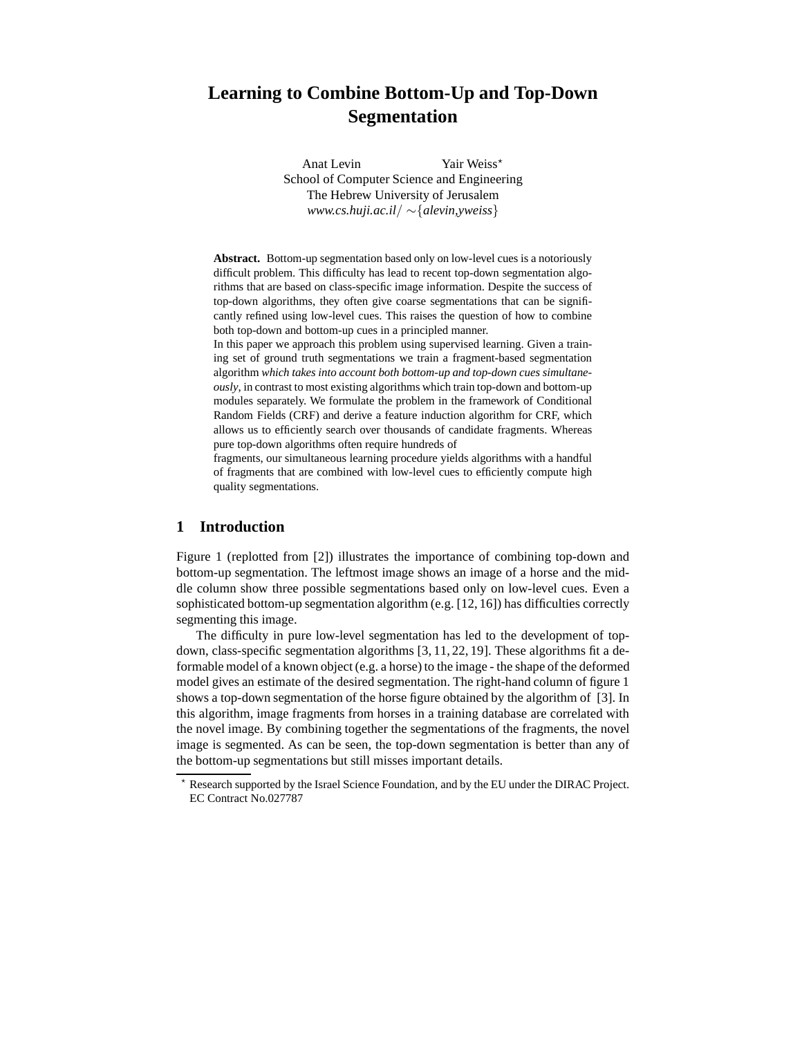# Learning to Combine Bottom-Up and Top-Down Segmentation

Anat Levin Yair Weiss*

School of Computer Science and Engineering
The Hebrew University of Jerusalem
*www.cs.huji.ac.il/ ∼{alevin,yweiss}*

**Abstract.** Bottom-up segmentation based only on low-level cues is a notoriously difficult problem. This difficulty has lead to recent top-down segmentation algorithms that are based on class-specific image information. Despite the success of top-down algorithms, they often give coarse segmentations that can be significantly refined using low-level cues. This raises the question of how to combine both top-down and bottom-up cues in a principled manner.
In this paper we approach this problem using supervised learning. Given a training set of ground truth segmentations we train a fragment-based segmentation algorithm *which takes into account both bottom-up and top-down cues simultaneously*, in contrast to most existing algorithms which train top-down and bottom-up modules separately. We formulate the problem in the framework of Conditional Random Fields (CRF) and derive a feature induction algorithm for CRF, which allows us to efficiently search over thousands of candidate fragments. Whereas pure top-down algorithms often require hundreds of
fragments, our simultaneous learning procedure yields algorithms with a handful of fragments that are combined with low-level cues to efficiently compute high quality segmentations.

## 1 Introduction

Figure 1 (replotted from [2]) illustrates the importance of combining top-down and bottom-up segmentation. The leftmost image shows an image of a horse and the middle column show three possible segmentations based only on low-level cues. Even a sophisticated bottom-up segmentation algorithm (e.g. [12, 16]) has difficulties correctly segmenting this image.

The difficulty in pure low-level segmentation has led to the development of top-down, class-specific segmentation algorithms [3, 11, 22, 19]. These algorithms fit a deformable model of a known object (e.g. a horse) to the image - the shape of the deformed model gives an estimate of the desired segmentation. The right-hand column of figure 1 shows a top-down segmentation of the horse figure obtained by the algorithm of [3]. In this algorithm, image fragments from horses in a training database are correlated with the novel image. By combining together the segmentations of the fragments, the novel image is segmented. As can be seen, the top-down segmentation is better than any of the bottom-up segmentations but still misses important details.

* Research supported by the Israel Science Foundation, and by the EU under the DIRAC Project. EC Contract No.027787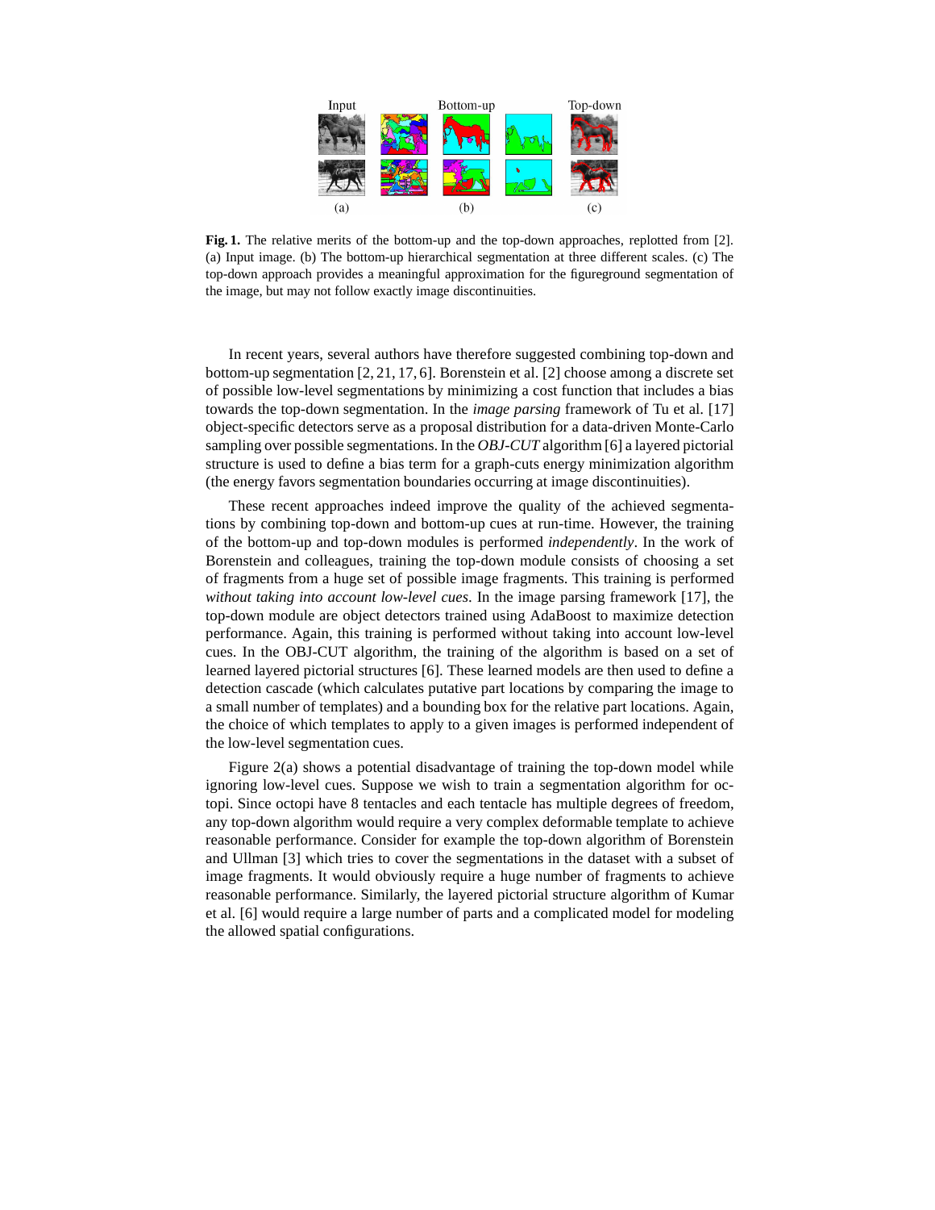**Fig. 1.** The relative merits of the bottom-up and the top-down approaches, replotted from [2]. (a) Input image. (b) The bottom-up hierarchical segmentation at three different scales. (c) The top-down approach provides a meaningful approximation for the figureground segmentation of the image, but may not follow exactly image discontinuities.

In recent years, several authors have therefore suggested combining top-down and bottom-up segmentation [2, 21, 17, 6]. Borenstein et al. [2] choose among a discrete set of possible low-level segmentations by minimizing a cost function that includes a bias towards the top-down segmentation. In the *image parsing* framework of Tu et al. [17] object-specific detectors serve as a proposal distribution for a data-driven Monte-Carlo sampling over possible segmentations. In the *OBJ-CUT* algorithm [6] a layered pictorial structure is used to define a bias term for a graph-cuts energy minimization algorithm (the energy favors segmentation boundaries occurring at image discontinuities).

These recent approaches indeed improve the quality of the achieved segmentations by combining top-down and bottom-up cues at run-time. However, the training of the bottom-up and top-down modules is performed *independently*. In the work of Borenstein and colleagues, training the top-down module consists of choosing a set of fragments from a huge set of possible image fragments. This training is performed *without taking into account low-level cues*. In the image parsing framework [17], the top-down module are object detectors trained using AdaBoost to maximize detection performance. Again, this training is performed without taking into account low-level cues. In the OBJ-CUT algorithm, the training of the algorithm is based on a set of learned layered pictorial structures [6]. These learned models are then used to define a detection cascade (which calculates putative part locations by comparing the image to a small number of templates) and a bounding box for the relative part locations. Again, the choice of which templates to apply to a given images is performed independent of the low-level segmentation cues.

Figure 2(a) shows a potential disadvantage of training the top-down model while ignoring low-level cues. Suppose we wish to train a segmentation algorithm for octopi. Since octopi have 8 tentacles and each tentacle has multiple degrees of freedom, any top-down algorithm would require a very complex deformable template to achieve reasonable performance. Consider for example the top-down algorithm of Borenstein and Ullman [3] which tries to cover the segmentations in the dataset with a subset of image fragments. It would obviously require a huge number of fragments to achieve reasonable performance. Similarly, the layered pictorial structure algorithm of Kumar et al. [6] would require a large number of parts and a complicated model for modeling the allowed spatial configurations.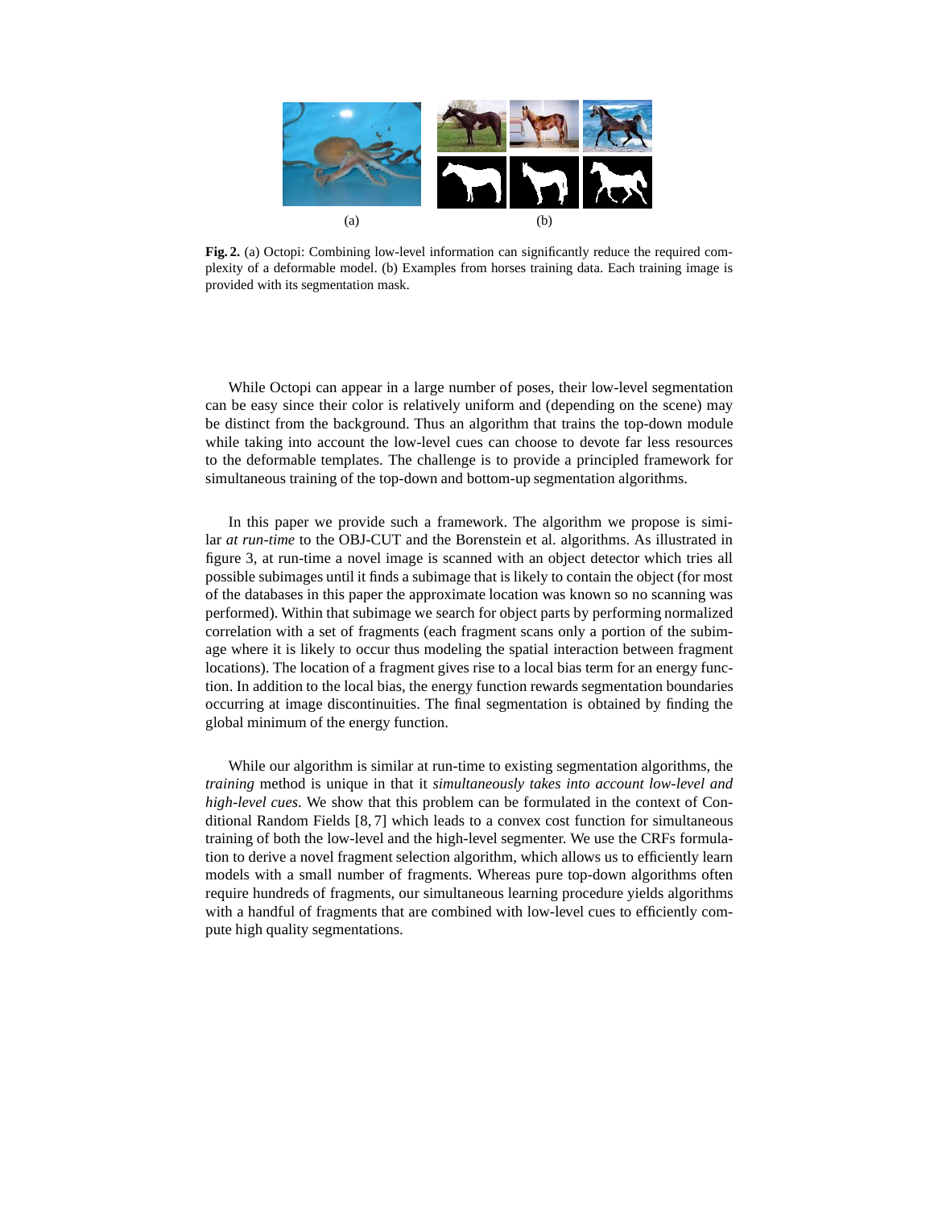(a) (b)

**Fig. 2.** (a) Octopi: Combining low-level information can significantly reduce the required complexity of a deformable model. (b) Examples from horses training data. Each training image is provided with its segmentation mask.

While Octopi can appear in a large number of poses, their low-level segmentation can be easy since their color is relatively uniform and (depending on the scene) may be distinct from the background. Thus an algorithm that trains the top-down module while taking into account the low-level cues can choose to devote far less resources to the deformable templates. The challenge is to provide a principled framework for simultaneous training of the top-down and bottom-up segmentation algorithms.

In this paper we provide such a framework. The algorithm we propose is similar *at run-time* to the OBJ-CUT and the Borenstein et al. algorithms. As illustrated in figure 3, at run-time a novel image is scanned with an object detector which tries all possible subimages until it finds a subimage that is likely to contain the object (for most of the databases in this paper the approximate location was known so no scanning was performed). Within that subimage we search for object parts by performing normalized correlation with a set of fragments (each fragment scans only a portion of the subimage where it is likely to occur thus modeling the spatial interaction between fragment locations). The location of a fragment gives rise to a local bias term for an energy function. In addition to the local bias, the energy function rewards segmentation boundaries occurring at image discontinuities. The final segmentation is obtained by finding the global minimum of the energy function.

While our algorithm is similar at run-time to existing segmentation algorithms, the *training* method is unique in that it *simultaneously takes into account low-level and high-level cues*. We show that this problem can be formulated in the context of Conditional Random Fields [8, 7] which leads to a convex cost function for simultaneous training of both the low-level and the high-level segmenter. We use the CRFs formulation to derive a novel fragment selection algorithm, which allows us to efficiently learn models with a small number of fragments. Whereas pure top-down algorithms often require hundreds of fragments, our simultaneous learning procedure yields algorithms with a handful of fragments that are combined with low-level cues to efficiently compute high quality segmentations.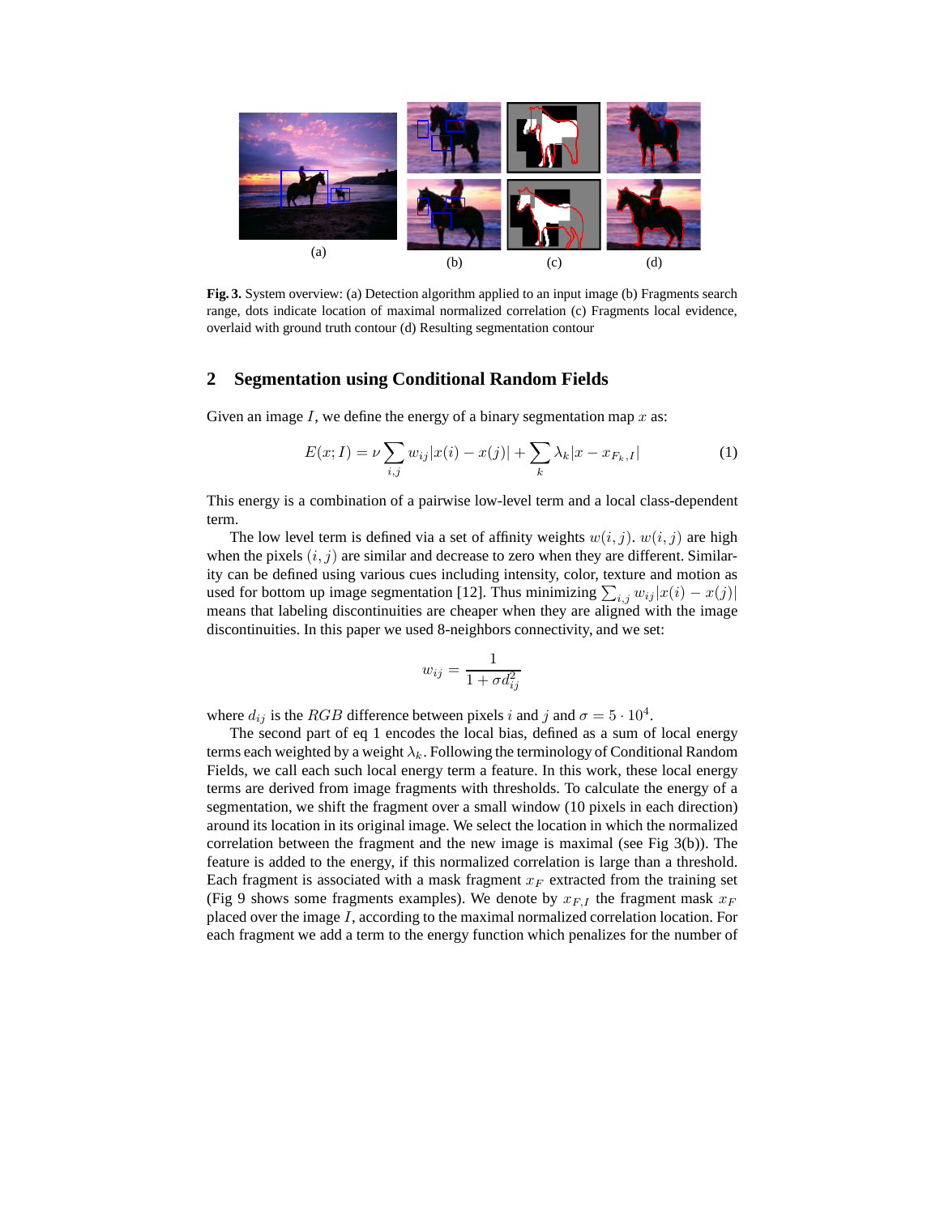(a) (b) (c) (d)

**Fig. 3.** System overview: (a) Detection algorithm applied to an input image (b) Fragments search range, dots indicate location of maximal normalized correlation (c) Fragments local evidence, overlaid with ground truth contour (d) Resulting segmentation contour

## 2 Segmentation using Conditional Random Fields

Given an image $I$, we define the energy of a binary segmentation map $x$ as:

$$E(x; I) = \nu \sum_{i,j} w_{ij}|x(i) - x(j)| + \sum_k \lambda_k |x - x_{F_k,I}| \tag{1}$$

This energy is a combination of a pairwise low-level term and a local class-dependent term.

The low level term is defined via a set of affinity weights $w(i, j)$. $w(i, j)$ are high when the pixels $(i, j)$ are similar and decrease to zero when they are different. Similarity can be defined using various cues including intensity, color, texture and motion as used for bottom up image segmentation [12]. Thus minimizing $\sum_{i,j} w_{ij}|x(i) - x(j)|$ means that labeling discontinuities are cheaper when they are aligned with the image discontinuities. In this paper we used 8-neighbors connectivity, and we set:

$$w_{ij} = \frac{1}{1 + \sigma d_{ij}^2}$$

where $d_{ij}$ is the $RGB$ difference between pixels $i$ and $j$ and $\sigma = 5 \cdot 10^4$.

The second part of eq 1 encodes the local bias, defined as a sum of local energy terms each weighted by a weight $\lambda_k$. Following the terminology of Conditional Random Fields, we call each such local energy term a feature. In this work, these local energy terms are derived from image fragments with thresholds. To calculate the energy of a segmentation, we shift the fragment over a small window (10 pixels in each direction) around its location in its original image. We select the location in which the normalized correlation between the fragment and the new image is maximal (see Fig 3(b)). The feature is added to the energy, if this normalized correlation is large than a threshold. Each fragment is associated with a mask fragment $x_F$ extracted from the training set (Fig 9 shows some fragments examples). We denote by $x_{F,I}$ the fragment mask $x_F$ placed over the image $I$, according to the maximal normalized correlation location. For each fragment we add a term to the energy function which penalizes for the number of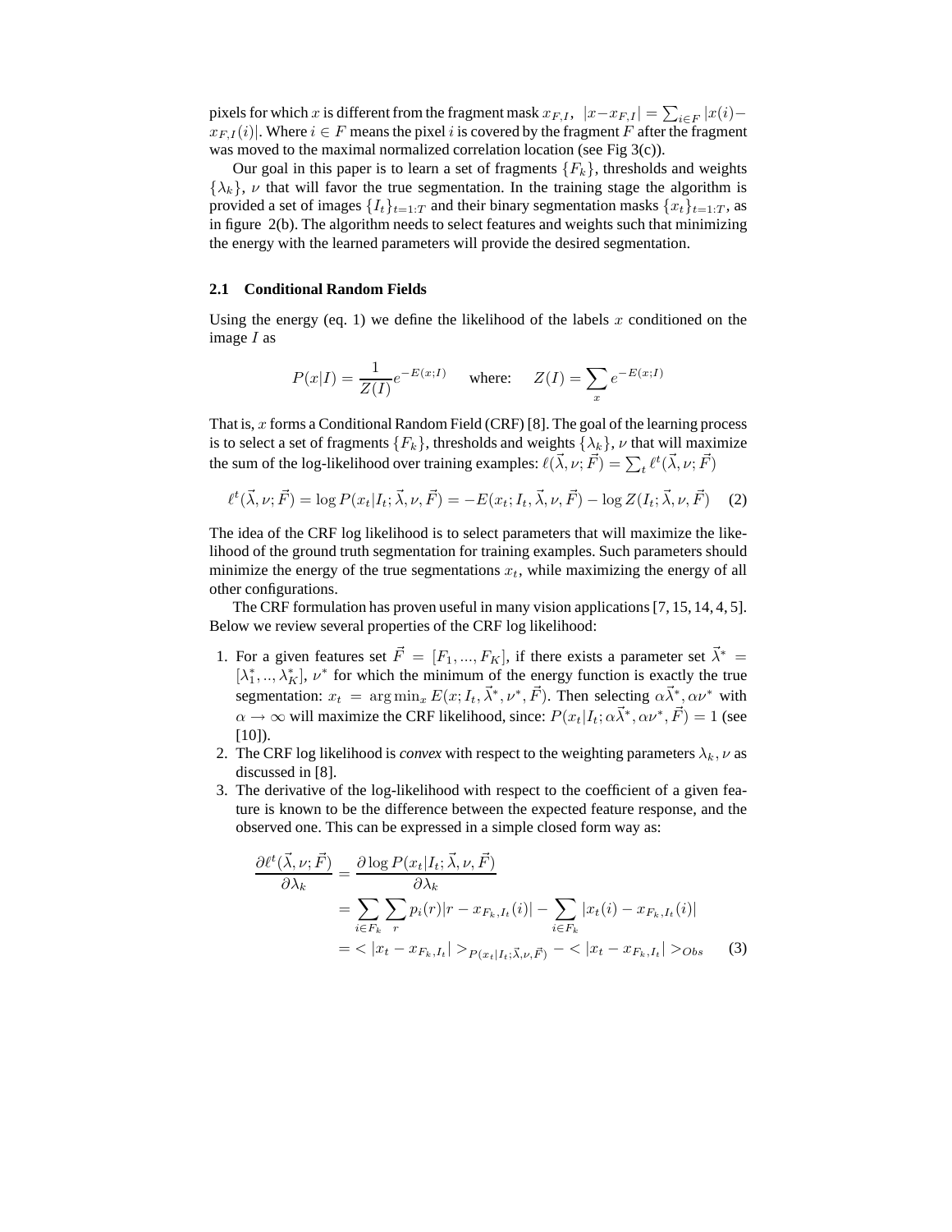pixels for which $x$ is different from the fragment mask $x_{F,I}$, $|x - x_{F,I}| = \sum_{i \in F} |x(i) - x_{F,I}(i)|$. Where $i \in F$ means the pixel $i$ is covered by the fragment $F$ after the fragment was moved to the maximal normalized correlation location (see Fig 3(c)).

Our goal in this paper is to learn a set of fragments $\{F_k\}$, thresholds and weights $\{\lambda_k\}$, $\nu$ that will favor the true segmentation. In the training stage the algorithm is provided a set of images $\{I_t\}_{t=1:T}$ and their binary segmentation masks $\{x_t\}_{t=1:T}$, as in figure 2(b). The algorithm needs to select features and weights such that minimizing the energy with the learned parameters will provide the desired segmentation.

## 2.1 Conditional Random Fields

Using the energy (eq. 1) we define the likelihood of the labels $x$ conditioned on the image $I$ as

$$P(x|I) = \frac{1}{Z(I)} e^{-E(x;I)} \quad \text{ where: } \quad Z(I) = \sum_x e^{-E(x;I)}$$

That is, $x$ forms a Conditional Random Field (CRF) [8]. The goal of the learning process is to select a set of fragments $\{F_k\}$, thresholds and weights $\{\lambda_k\}$, $\nu$ that will maximize the sum of the log-likelihood over training examples: $\ell(\vec{\lambda}, \nu; \vec{F}) = \sum_t \ell^t(\vec{\lambda}, \nu; \vec{F})$

$$\ell^t(\vec{\lambda}, \nu; \vec{F}) = \log P(x_t|I_t; \vec{\lambda}, \nu, \vec{F}) = -E(x_t; I_t, \vec{\lambda}, \nu, \vec{F}) - \log Z(I_t; \vec{\lambda}, \nu, \vec{F}) \quad (2)$$

The idea of the CRF log likelihood is to select parameters that will maximize the likelihood of the ground truth segmentation for training examples. Such parameters should minimize the energy of the true segmentations $x_t$, while maximizing the energy of all other configurations.

The CRF formulation has proven useful in many vision applications [7, 15, 14, 4, 5]. Below we review several properties of the CRF log likelihood:

1. For a given features set $\vec{F} = [F_1, ..., F_K]$, if there exists a parameter set $\vec{\lambda}^* = [\lambda_1^*, .., \lambda_K^*]$, $\nu^*$ for which the minimum of the energy function is exactly the true segmentation: $x_t = \arg\min_x E(x; I_t, \vec{\lambda}^*, \nu^*, \vec{F})$. Then selecting $\alpha\vec{\lambda}^*, \alpha\nu^*$ with $\alpha \to \infty$ will maximize the CRF likelihood, since: $P(x_t|I_t; \alpha\vec{\lambda}^*, \alpha\nu^*, \vec{F}) = 1$ (see [10]).
2. The CRF log likelihood is *convex* with respect to the weighting parameters $\lambda_k, \nu$ as discussed in [8].
3. The derivative of the log-likelihood with respect to the coefficient of a given feature is known to be the difference between the expected feature response, and the observed one. This can be expressed in a simple closed form way as:

$$\begin{aligned}
\frac{\partial \ell^t(\vec{\lambda}, \nu; \vec{F})}{\partial \lambda_k} &= \frac{\partial \log P(x_t|I_t; \vec{\lambda}, \nu, \vec{F})}{\partial \lambda_k} \\
&= \sum_{i \in F_k} \sum_r p_i(r) |r - x_{F_k, I_t}(i)| - \sum_{i \in F_k} |x_t(i) - x_{F_k, I_t}(i)| \\
&= < |x_t - x_{F_k, I_t}| >_{P(x_t|I_t; \vec{\lambda}, \nu, \vec{F})} - < |x_t - x_{F_k, I_t}| >_{Obs} \quad (3)
\end{aligned}$$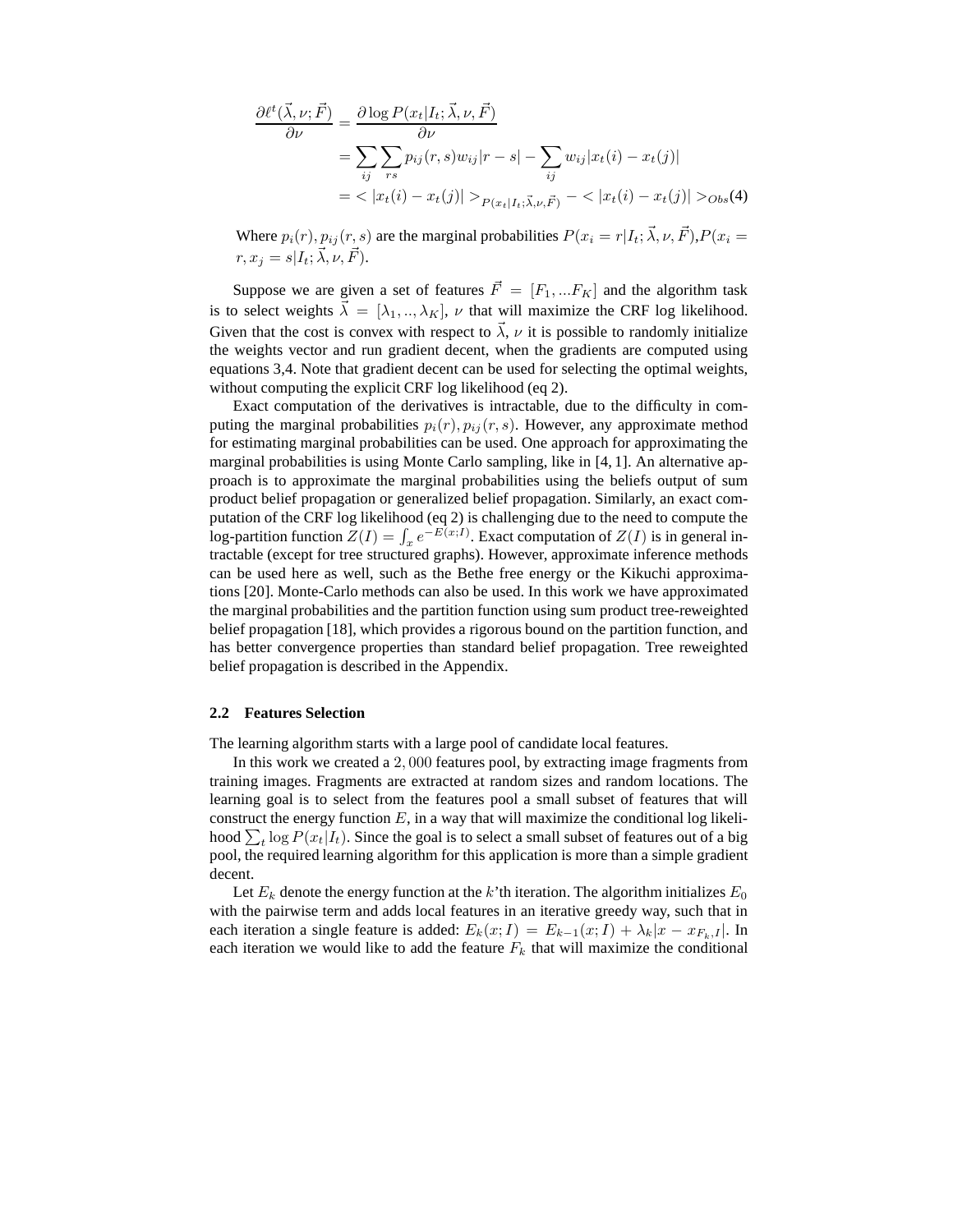$$
\begin{aligned}
\frac{\partial \ell^t(\vec{\lambda}, \nu; \vec{F})}{\partial \nu} &= \frac{\partial \log P(x_t | I_t; \vec{\lambda}, \nu, \vec{F})}{\partial \nu} \\
&= \sum_{ij} \sum_{rs} p_{ij}(r,s) w_{ij} |r - s| - \sum_{ij} w_{ij} |x_t(i) - x_t(j)| \\
&= <|x_t(i) - x_t(j)|>_{P(x_t|I_t;\vec{\lambda},\nu,\vec{F})} - <|x_t(i) - x_t(j)|>_{Obs} \quad (4)
\end{aligned}
$$

Where $p_i(r), p_{ij}(r,s)$ are the marginal probabilities $P(x_i = r | I_t; \vec{\lambda}, \nu, \vec{F})$,$P(x_i = r, x_j = s | I_t; \vec{\lambda}, \nu, \vec{F})$.

Suppose we are given a set of features $\vec{F} = [F_1, ...F_K]$ and the algorithm task is to select weights $\vec{\lambda} = [\lambda_1, .., \lambda_K]$, $\nu$ that will maximize the CRF log likelihood. Given that the cost is convex with respect to $\vec{\lambda}$, $\nu$ it is possible to randomly initialize the weights vector and run gradient decent, when the gradients are computed using equations 3,4. Note that gradient decent can be used for selecting the optimal weights, without computing the explicit CRF log likelihood (eq 2).

Exact computation of the derivatives is intractable, due to the difficulty in computing the marginal probabilities $p_i(r), p_{ij}(r,s)$. However, any approximate method for estimating marginal probabilities can be used. One approach for approximating the marginal probabilities is using Monte Carlo sampling, like in [4, 1]. An alternative approach is to approximate the marginal probabilities using the beliefs output of sum product belief propagation or generalized belief propagation. Similarly, an exact computation of the CRF log likelihood (eq 2) is challenging due to the need to compute the log-partition function $Z(I) = \int_x e^{-E(x;I)}$. Exact computation of $Z(I)$ is in general intractable (except for tree structured graphs). However, approximate inference methods can be used here as well, such as the Bethe free energy or the Kikuchi approximations [20]. Monte-Carlo methods can also be used. In this work we have approximated the marginal probabilities and the partition function using sum product tree-reweighted belief propagation [18], which provides a rigorous bound on the partition function, and has better convergence properties than standard belief propagation. Tree reweighted belief propagation is described in the Appendix.

### 2.2 Features Selection

The learning algorithm starts with a large pool of candidate local features.

In this work we created a $2,000$ features pool, by extracting image fragments from training images. Fragments are extracted at random sizes and random locations. The learning goal is to select from the features pool a small subset of features that will construct the energy function $E$, in a way that will maximize the conditional log likelihood $\sum_t \log P(x_t|I_t)$. Since the goal is to select a small subset of features out of a big pool, the required learning algorithm for this application is more than a simple gradient decent.

Let $E_k$ denote the energy function at the $k$'th iteration. The algorithm initializes $E_0$ with the pairwise term and adds local features in an iterative greedy way, such that in each iteration a single feature is added: $E_k(x; I) = E_{k-1}(x; I) + \lambda_k |x - x_{F_k,I}|$. In each iteration we would like to add the feature $F_k$ that will maximize the conditional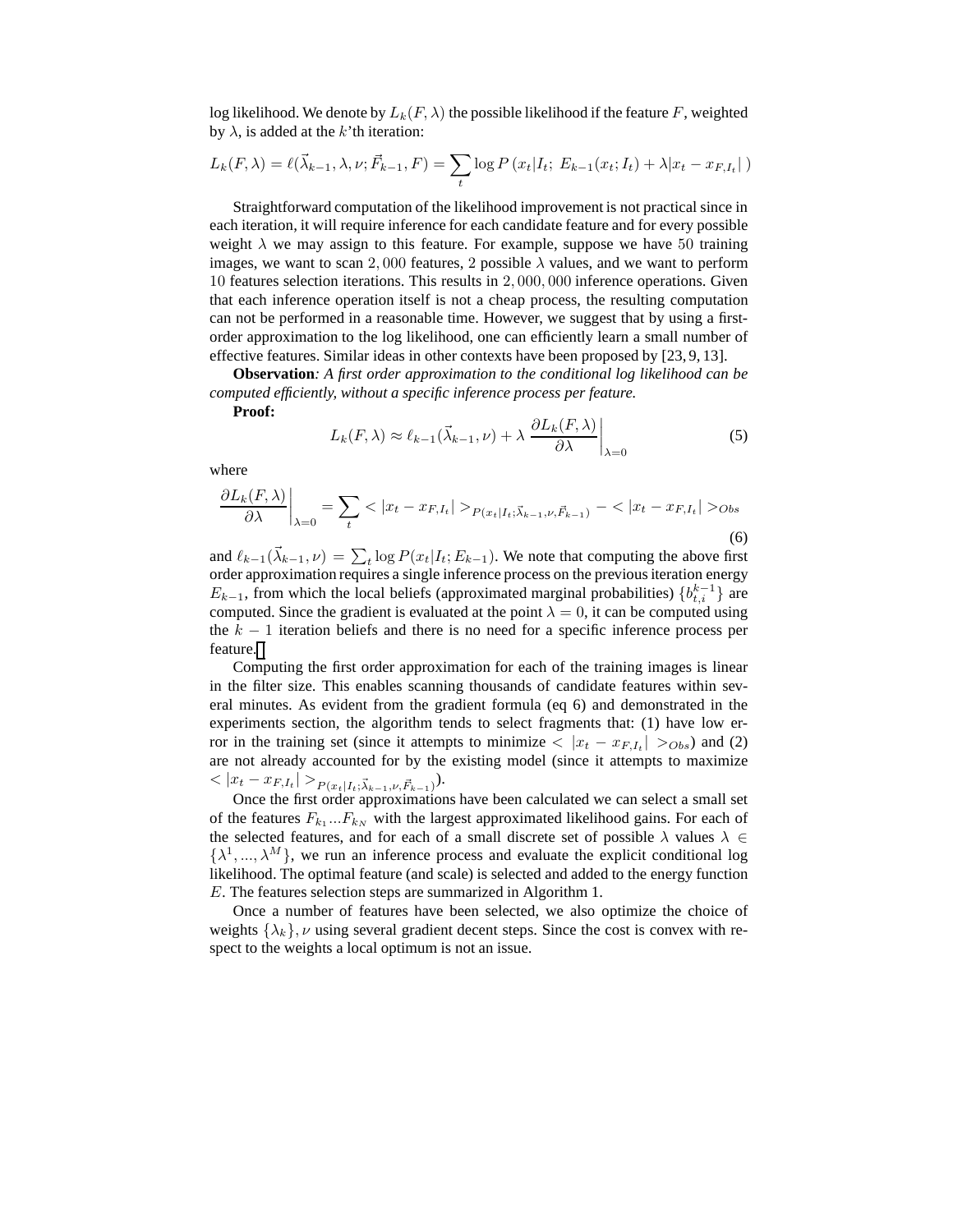log likelihood. We denote by $L_k(F, \lambda)$ the possible likelihood if the feature $F$, weighted by $\lambda$, is added at the $k$'th iteration:

$$L_k(F, \lambda) = \ell(\vec{\lambda}_{k-1}, \lambda, \nu; \vec{F}_{k-1}, F) = \sum_t \log P\left(x_t | I_t;\ E_{k-1}(x_t; I_t) + \lambda |x_t - x_{F,I_t}|\ \right)$$

Straightforward computation of the likelihood improvement is not practical since in each iteration, it will require inference for each candidate feature and for every possible weight $\lambda$ we may assign to this feature. For example, suppose we have $50$ training images, we want to scan $2,000$ features, $2$ possible $\lambda$ values, and we want to perform $10$ features selection iterations. This results in $2,000,000$ inference operations. Given that each inference operation itself is not a cheap process, the resulting computation can not be performed in a reasonable time. However, we suggest that by using a first-order approximation to the log likelihood, one can efficiently learn a small number of effective features. Similar ideas in other contexts have been proposed by [23, 9, 13].

**Observation***: A first order approximation to the conditional log likelihood can be computed efficiently, without a specific inference process per feature.*

**Proof:**

$$L_k(F, \lambda) \approx \ell_{k-1}(\vec{\lambda}_{k-1}, \nu) + \lambda \left. \frac{\partial L_k(F, \lambda)}{\partial \lambda} \right|_{\lambda=0} \tag{5}$$

where

$$\left. \frac{\partial L_k(F, \lambda)}{\partial \lambda} \right|_{\lambda=0} = \sum_t < |x_t - x_{F,I_t}| >_{P(x_t | I_t; \vec{\lambda}_{k-1}, \nu, \vec{F}_{k-1})} - < |x_t - x_{F,I_t}| >_{Obs} \tag{6}$$

and $\ell_{k-1}(\vec{\lambda}_{k-1}, \nu) = \sum_t \log P(x_t | I_t; E_{k-1})$. We note that computing the above first order approximation requires a single inference process on the previous iteration energy $E_{k-1}$, from which the local beliefs (approximated marginal probabilities) $\{b_{t,i}^{k-1}\}$ are computed. Since the gradient is evaluated at the point $\lambda = 0$, it can be computed using the $k-1$ iteration beliefs and there is no need for a specific inference process per feature. □

Computing the first order approximation for each of the training images is linear in the filter size. This enables scanning thousands of candidate features within several minutes. As evident from the gradient formula (eq 6) and demonstrated in the experiments section, the algorithm tends to select fragments that: (1) have low error in the training set (since it attempts to minimize $< |x_t - x_{F,I_t}| >_{Obs}$) and (2) are not already accounted for by the existing model (since it attempts to maximize $< |x_t - x_{F,I_t}| >_{P(x_t | I_t; \vec{\lambda}_{k-1}, \nu, \vec{F}_{k-1})}$).

Once the first order approximations have been calculated we can select a small set of the features $F_{k_1} ... F_{k_N}$ with the largest approximated likelihood gains. For each of the selected features, and for each of a small discrete set of possible $\lambda$ values $\lambda \in \{\lambda^1, ..., \lambda^M\}$, we run an inference process and evaluate the explicit conditional log likelihood. The optimal feature (and scale) is selected and added to the energy function $E$. The features selection steps are summarized in Algorithm 1.

Once a number of features have been selected, we also optimize the choice of weights $\{\lambda_k\}, \nu$ using several gradient decent steps. Since the cost is convex with respect to the weights a local optimum is not an issue.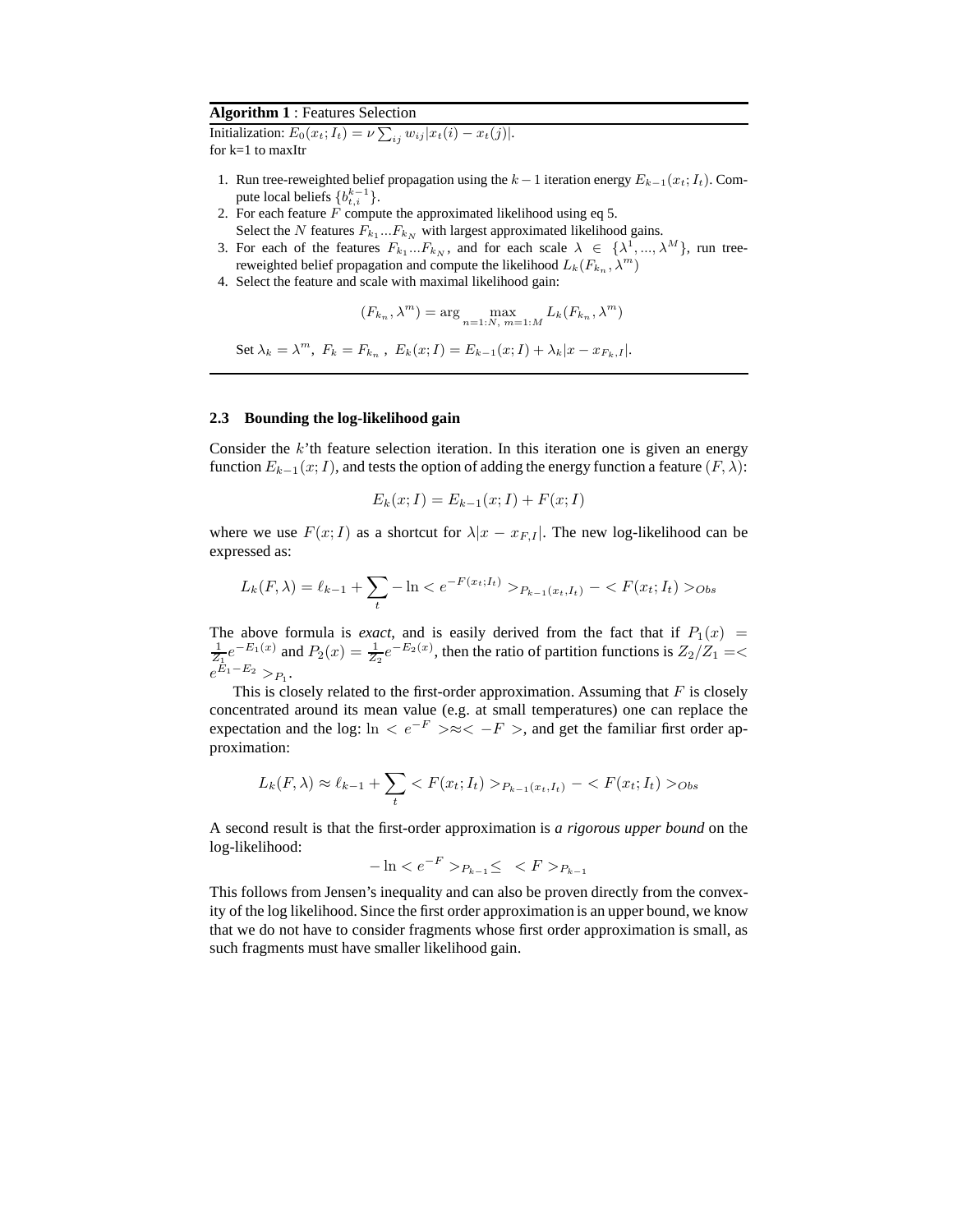**Algorithm 1** : Features Selection

Initialization: $E_0(x_t; I_t) = \nu \sum_{ij} w_{ij} |x_t(i) - x_t(j)|$.
for k=1 to maxItr

1. Run tree-reweighted belief propagation using the $k-1$ iteration energy $E_{k-1}(x_t; I_t)$. Compute local beliefs $\{b_{t,i}^{k-1}\}$.
2. For each feature $F$ compute the approximated likelihood using eq 5.
   Select the $N$ features $F_{k_1} ... F_{k_N}$ with largest approximated likelihood gains.
3. For each of the features $F_{k_1} ... F_{k_N}$, and for each scale $\lambda \in \{\lambda^1, ..., \lambda^M\}$, run tree-reweighted belief propagation and compute the likelihood $L_k(F_{k_n}, \lambda^m)$
4. Select the feature and scale with maximal likelihood gain:

$$(F_{k_n}, \lambda^m) = \arg \max_{n=1:N,\ m=1:M} L_k(F_{k_n}, \lambda^m)$$

   Set $\lambda_k = \lambda^m,\ F_k = F_{k_n},\ E_k(x; I) = E_{k-1}(x; I) + \lambda_k |x - x_{F_k, I}|$.

### 2.3 Bounding the log-likelihood gain

Consider the $k$'th feature selection iteration. In this iteration one is given an energy function $E_{k-1}(x; I)$, and tests the option of adding the energy function a feature $(F, \lambda)$:

$$E_k(x; I) = E_{k-1}(x; I) + F(x; I)$$

where we use $F(x; I)$ as a shortcut for $\lambda |x - x_{F,I}|$. The new log-likelihood can be expressed as:

$$L_k(F, \lambda) = \ell_{k-1} + \sum_t - \ln < e^{-F(x_t; I_t)} >_{P_{k-1}(x_t, I_t)} - < F(x_t; I_t) >_{Obs}$$

The above formula is *exact*, and is easily derived from the fact that if $P_1(x) = \frac{1}{Z_1} e^{-E_1(x)}$ and $P_2(x) = \frac{1}{Z_2} e^{-E_2(x)}$, then the ratio of partition functions is $Z_2 / Z_1 =< e^{E_1 - E_2} >_{P_1}$.

This is closely related to the first-order approximation. Assuming that $F$ is closely concentrated around its mean value (e.g. at small temperatures) one can replace the expectation and the log: $\ln < e^{-F} > \approx < -F >$, and get the familiar first order approximation:

$$L_k(F, \lambda) \approx \ell_{k-1} + \sum_t < F(x_t; I_t) >_{P_{k-1}(x_t, I_t)} - < F(x_t; I_t) >_{Obs}$$

A second result is that the first-order approximation is *a rigorous upper bound* on the log-likelihood:

$$- \ln < e^{-F} >_{P_{k-1}} \leq \ < F >_{P_{k-1}}$$

This follows from Jensen's inequality and can also be proven directly from the convexity of the log likelihood. Since the first order approximation is an upper bound, we know that we do not have to consider fragments whose first order approximation is small, as such fragments must have smaller likelihood gain.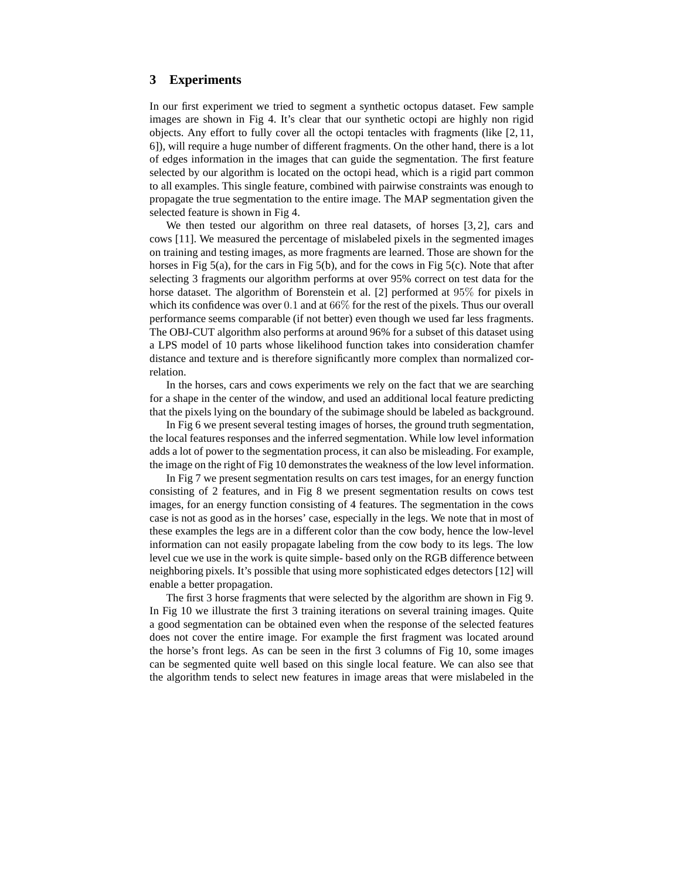## 3 Experiments

In our first experiment we tried to segment a synthetic octopus dataset. Few sample images are shown in Fig 4. It's clear that our synthetic octopi are highly non rigid objects. Any effort to fully cover all the octopi tentacles with fragments (like [2, 11, 6]), will require a huge number of different fragments. On the other hand, there is a lot of edges information in the images that can guide the segmentation. The first feature selected by our algorithm is located on the octopi head, which is a rigid part common to all examples. This single feature, combined with pairwise constraints was enough to propagate the true segmentation to the entire image. The MAP segmentation given the selected feature is shown in Fig 4.

We then tested our algorithm on three real datasets, of horses [3, 2], cars and cows [11]. We measured the percentage of mislabeled pixels in the segmented images on training and testing images, as more fragments are learned. Those are shown for the horses in Fig 5(a), for the cars in Fig 5(b), and for the cows in Fig 5(c). Note that after selecting 3 fragments our algorithm performs at over 95% correct on test data for the horse dataset. The algorithm of Borenstein et al. [2] performed at $95\%$ for pixels in which its confidence was over $0.1$ and at $66\%$ for the rest of the pixels. Thus our overall performance seems comparable (if not better) even though we used far less fragments. The OBJ-CUT algorithm also performs at around 96% for a subset of this dataset using a LPS model of 10 parts whose likelihood function takes into consideration chamfer distance and texture and is therefore significantly more complex than normalized correlation.

In the horses, cars and cows experiments we rely on the fact that we are searching for a shape in the center of the window, and used an additional local feature predicting that the pixels lying on the boundary of the subimage should be labeled as background.

In Fig 6 we present several testing images of horses, the ground truth segmentation, the local features responses and the inferred segmentation. While low level information adds a lot of power to the segmentation process, it can also be misleading. For example, the image on the right of Fig 10 demonstrates the weakness of the low level information.

In Fig 7 we present segmentation results on cars test images, for an energy function consisting of 2 features, and in Fig 8 we present segmentation results on cows test images, for an energy function consisting of 4 features. The segmentation in the cows case is not as good as in the horses' case, especially in the legs. We note that in most of these examples the legs are in a different color than the cow body, hence the low-level information can not easily propagate labeling from the cow body to its legs. The low level cue we use in the work is quite simple- based only on the RGB difference between neighboring pixels. It's possible that using more sophisticated edges detectors [12] will enable a better propagation.

The first 3 horse fragments that were selected by the algorithm are shown in Fig 9. In Fig 10 we illustrate the first 3 training iterations on several training images. Quite a good segmentation can be obtained even when the response of the selected features does not cover the entire image. For example the first fragment was located around the horse's front legs. As can be seen in the first 3 columns of Fig 10, some images can be segmented quite well based on this single local feature. We can also see that the algorithm tends to select new features in image areas that were mislabeled in the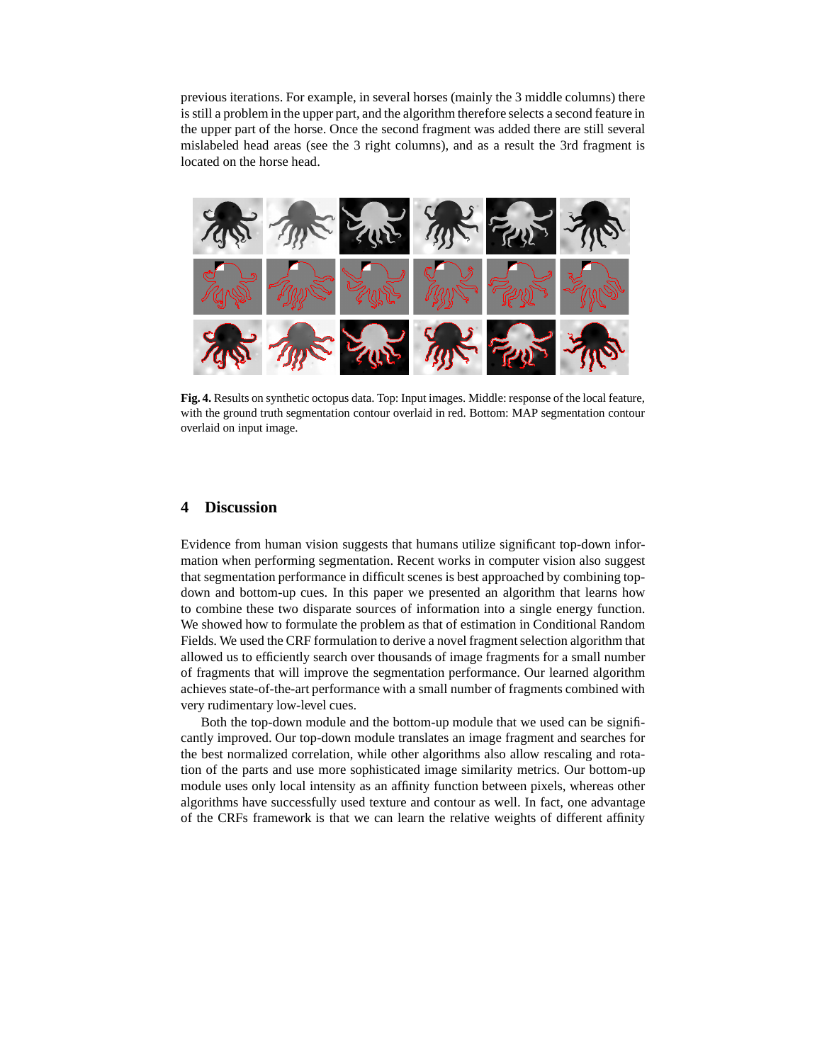previous iterations. For example, in several horses (mainly the 3 middle columns) there is still a problem in the upper part, and the algorithm therefore selects a second feature in the upper part of the horse. Once the second fragment was added there are still several mislabeled head areas (see the 3 right columns), and as a result the 3rd fragment is located on the horse head.

**Fig. 4.** Results on synthetic octopus data. Top: Input images. Middle: response of the local feature, with the ground truth segmentation contour overlaid in red. Bottom: MAP segmentation contour overlaid on input image.

## 4 Discussion

Evidence from human vision suggests that humans utilize significant top-down information when performing segmentation. Recent works in computer vision also suggest that segmentation performance in difficult scenes is best approached by combining top-down and bottom-up cues. In this paper we presented an algorithm that learns how to combine these two disparate sources of information into a single energy function. We showed how to formulate the problem as that of estimation in Conditional Random Fields. We used the CRF formulation to derive a novel fragment selection algorithm that allowed us to efficiently search over thousands of image fragments for a small number of fragments that will improve the segmentation performance. Our learned algorithm achieves state-of-the-art performance with a small number of fragments combined with very rudimentary low-level cues.

Both the top-down module and the bottom-up module that we used can be significantly improved. Our top-down module translates an image fragment and searches for the best normalized correlation, while other algorithms also allow rescaling and rotation of the parts and use more sophisticated image similarity metrics. Our bottom-up module uses only local intensity as an affinity function between pixels, whereas other algorithms have successfully used texture and contour as well. In fact, one advantage of the CRFs framework is that we can learn the relative weights of different affinity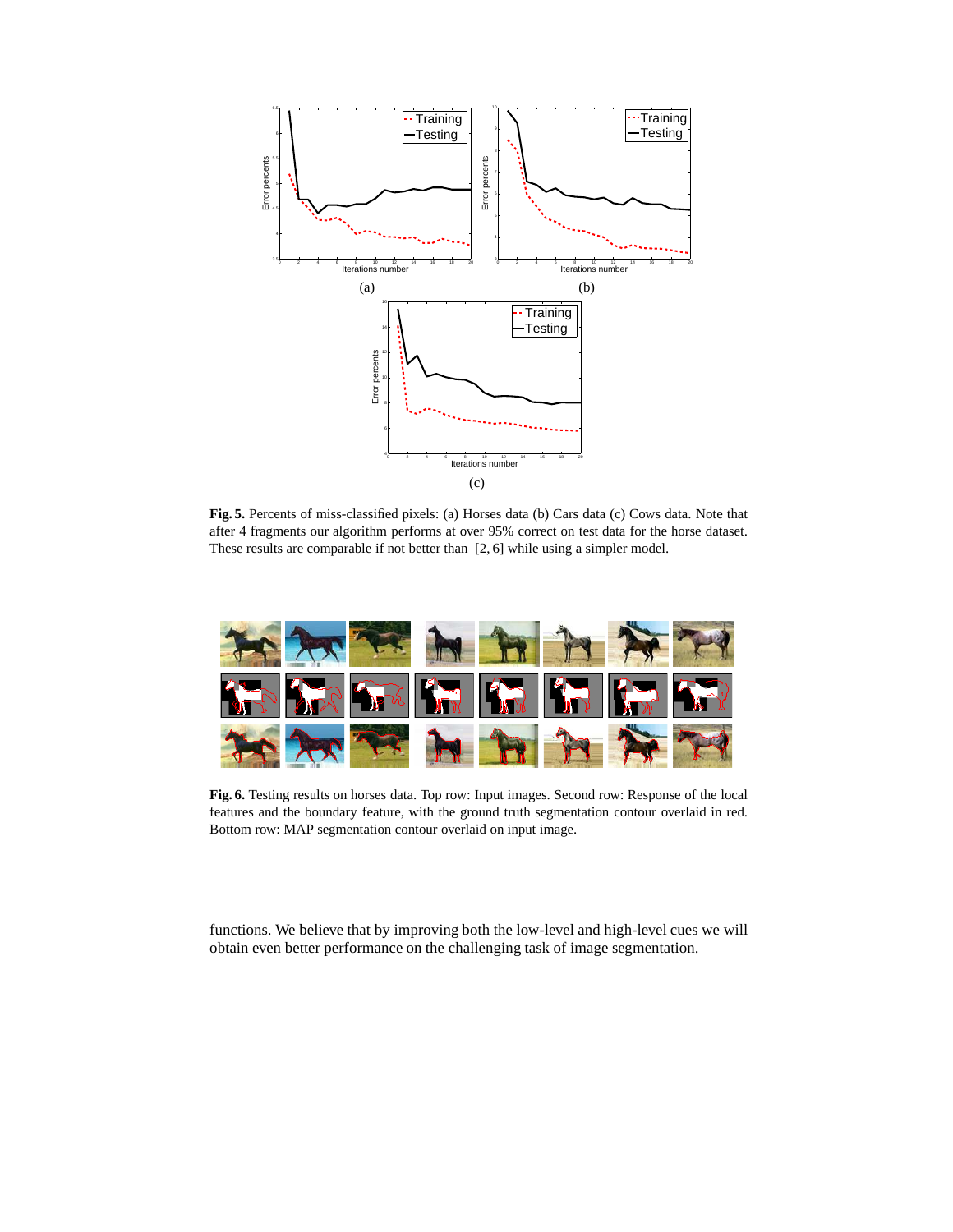**Fig. 5.** Percents of miss-classified pixels: (a) Horses data (b) Cars data (c) Cows data. Note that after 4 fragments our algorithm performs at over 95% correct on test data for the horse dataset. These results are comparable if not better than [2, 6] while using a simpler model.

**Fig. 6.** Testing results on horses data. Top row: Input images. Second row: Response of the local features and the boundary feature, with the ground truth segmentation contour overlaid in red. Bottom row: MAP segmentation contour overlaid on input image.

functions. We believe that by improving both the low-level and high-level cues we will obtain even better performance on the challenging task of image segmentation.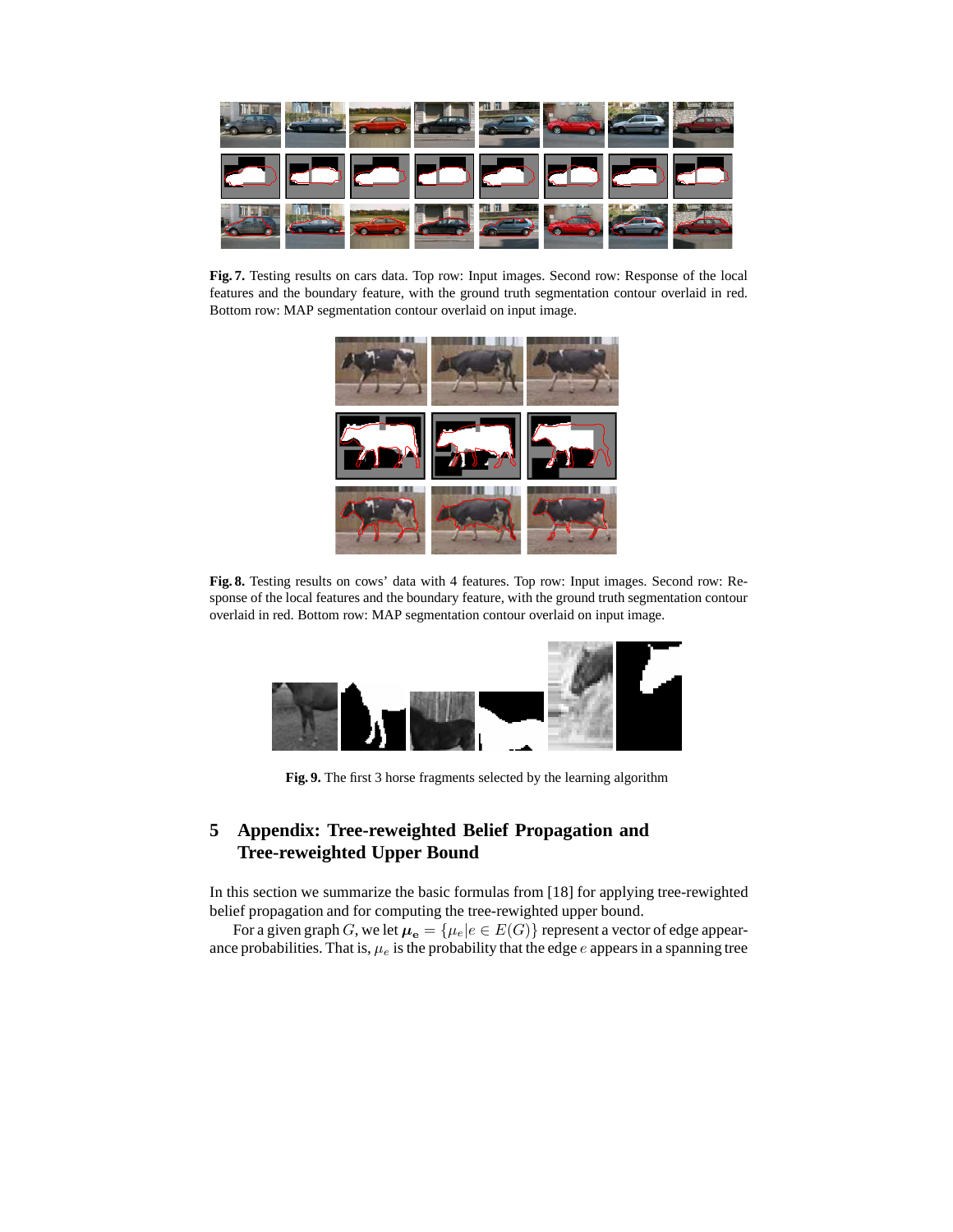**Fig. 7.** Testing results on cars data. Top row: Input images. Second row: Response of the local features and the boundary feature, with the ground truth segmentation contour overlaid in red. Bottom row: MAP segmentation contour overlaid on input image.

**Fig. 8.** Testing results on cows' data with 4 features. Top row: Input images. Second row: Response of the local features and the boundary feature, with the ground truth segmentation contour overlaid in red. Bottom row: MAP segmentation contour overlaid on input image.

**Fig. 9.** The first 3 horse fragments selected by the learning algorithm

## 5 Appendix: Tree-reweighted Belief Propagation and Tree-reweighted Upper Bound

In this section we summarize the basic formulas from [18] for applying tree-rewighted belief propagation and for computing the tree-rewighted upper bound.

For a given graph $G$, we let $\boldsymbol{\mu}_\mathbf{e} = \{\mu_e | e \in E(G)\}$ represent a vector of edge appearance probabilities. That is, $\mu_e$ is the probability that the edge $e$ appears in a spanning tree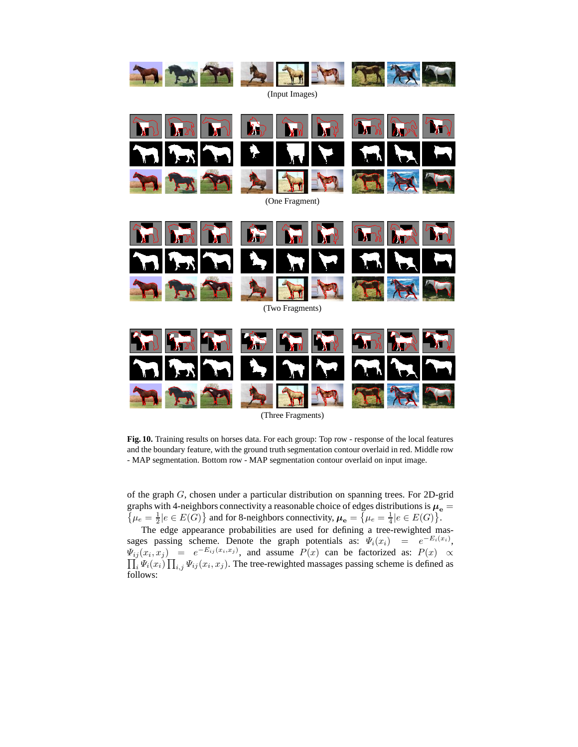(Input Images)

(One Fragment)

(Two Fragments)

(Three Fragments)

**Fig. 10.** Training results on horses data. For each group: Top row - response of the local features and the boundary feature, with the ground truth segmentation contour overlaid in red. Middle row - MAP segmentation. Bottom row - MAP segmentation contour overlaid on input image.

of the graph $G$, chosen under a particular distribution on spanning trees. For 2D-grid graphs with 4-neighbors connectivity a reasonable choice of edges distributions is $\boldsymbol{\mu}_{\mathbf{e}} = \left\{\mu_e = \frac{1}{2} | e \in E(G)\right\}$ and for 8-neighbors connectivity, $\boldsymbol{\mu}_{\mathbf{e}} = \left\{\mu_e = \frac{1}{4} | e \in E(G)\right\}$.

The edge appearance probabilities are used for defining a tree-rewighted massages passing scheme. Denote the graph potentials as: $\Psi_i(x_i) = e^{-E_i(x_i)}$, $\Psi_{ij}(x_i, x_j) = e^{-E_{ij}(x_i, x_j)}$, and assume $P(x)$ can be factorized as: $P(x) \propto \prod_i \Psi_i(x_i) \prod_{i,j} \Psi_{ij}(x_i, x_j)$. The tree-rewighted massages passing scheme is defined as follows: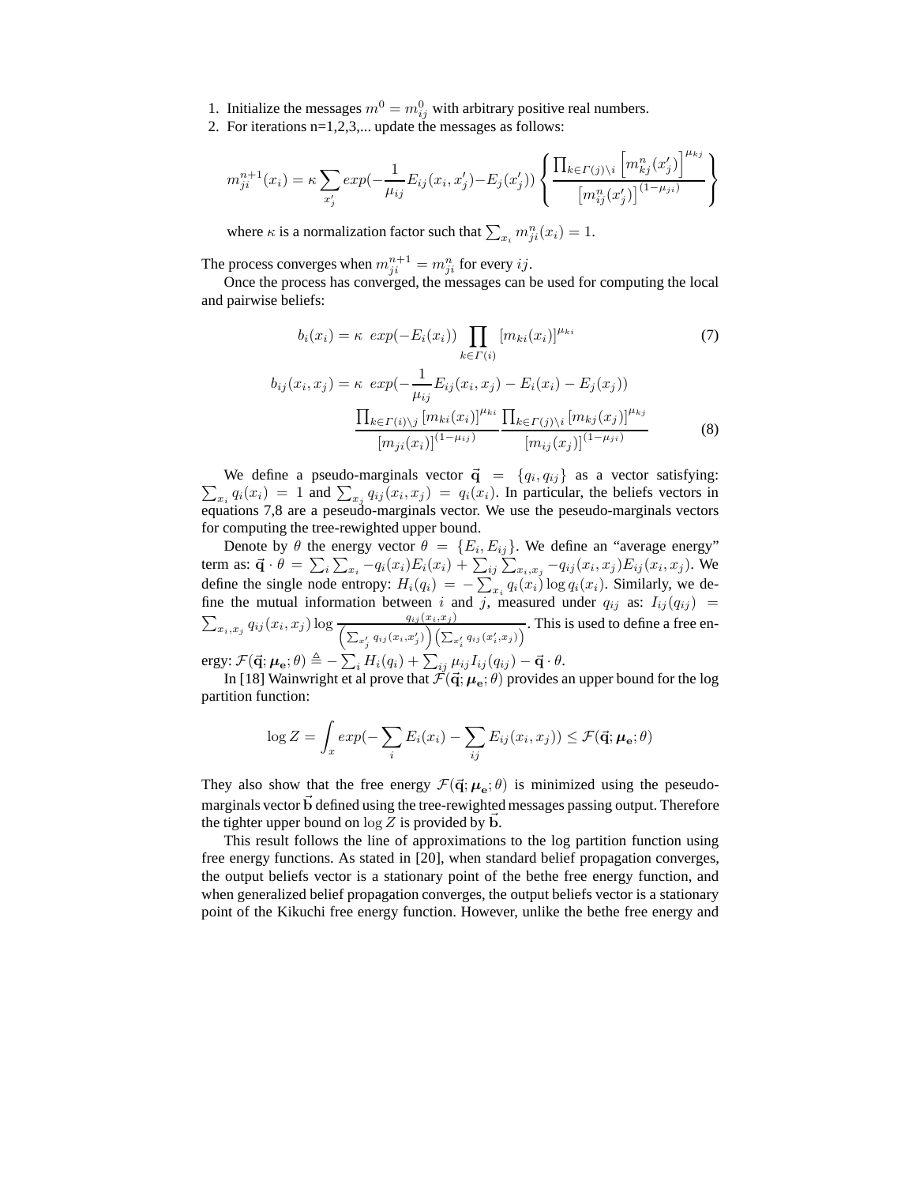1. Initialize the messages $m^0 = m^0_{ij}$ with arbitrary positive real numbers.
2. For iterations n=1,2,3,... update the messages as follows:

$$m^{n+1}_{ji}(x_i) = \kappa \sum_{x'_j} exp(-\frac{1}{\mu_{ij}} E_{ij}(x_i, x'_j) - E_j(x'_j)) \left\{ \frac{\prod_{k \in \Gamma(j) \setminus i} \left[m^n_{kj}(x'_j)\right]^{\mu_{kj}}}{\left[m^n_{ij}(x'_j)\right]^{(1-\mu_{ji})}} \right\}$$

   where $\kappa$ is a normalization factor such that $\sum_{x_i} m^n_{ji}(x_i) = 1$.

The process converges when $m^{n+1}_{ji} = m^n_{ji}$ for every $ij$.

Once the process has converged, the messages can be used for computing the local and pairwise beliefs:

$$b_i(x_i) = \kappa \; exp(-E_i(x_i)) \prod_{k \in \Gamma(i)} [m_{ki}(x_i)]^{\mu_{ki}} \tag{7}$$

$$b_{ij}(x_i, x_j) = \kappa \; exp(-\frac{1}{\mu_{ij}} E_{ij}(x_i, x_j) - E_i(x_i) - E_j(x_j)) \\ \frac{\prod_{k \in \Gamma(i) \setminus j} [m_{ki}(x_i)]^{\mu_{ki}}}{[m_{ji}(x_i)]^{(1-\mu_{ij})}} \frac{\prod_{k \in \Gamma(j) \setminus i} [m_{kj}(x_j)]^{\mu_{kj}}}{[m_{ij}(x_j)]^{(1-\mu_{ji})}} \tag{8}$$

We define a pseudo-marginals vector $\vec{\mathbf{q}} = \{q_i, q_{ij}\}$ as a vector satisfying: $\sum_{x_i} q_i(x_i) = 1$ and $\sum_{x_j} q_{ij}(x_i, x_j) = q_i(x_i)$. In particular, the beliefs vectors in equations 7,8 are a peseudo-marginals vector. We use the peseudo-marginals vectors for computing the tree-rewighted upper bound.

Denote by $\theta$ the energy vector $\theta = \{E_i, E_{ij}\}$. We define an "average energy" term as: $\vec{\mathbf{q}} \cdot \theta = \sum_i \sum_{x_i} -q_i(x_i)E_i(x_i) + \sum_{ij} \sum_{x_i, x_j} -q_{ij}(x_i, x_j)E_{ij}(x_i, x_j)$. We define the single node entropy: $H_i(q_i) = -\sum_{x_i} q_i(x_i) \log q_i(x_i)$. Similarly, we define the mutual information between $i$ and $j$, measured under $q_{ij}$ as: $I_{ij}(q_{ij}) = \sum_{x_i, x_j} q_{ij}(x_i, x_j) \log \frac{q_{ij}(x_i, x_j)}{\left(\sum_{x'_j} q_{ij}(x_i, x'_j)\right)\left(\sum_{x'_i} q_{ij}(x'_i, x_j)\right)}$. This is used to define a free energy: $\mathcal{F}(\vec{\mathbf{q}}; \boldsymbol{\mu}_{\mathbf{e}}; \theta) \triangleq -\sum_i H_i(q_i) + \sum_{ij} \mu_{ij} I_{ij}(q_{ij}) - \vec{\mathbf{q}} \cdot \theta$.

In [18] Wainwright et al prove that $\mathcal{F}(\vec{\mathbf{q}}; \boldsymbol{\mu}_{\mathbf{e}}; \theta)$ provides an upper bound for the log partition function:

$$\log Z = \int_x exp(-\sum_i E_i(x_i) - \sum_{ij} E_{ij}(x_i, x_j)) \leq \mathcal{F}(\vec{\mathbf{q}}; \boldsymbol{\mu}_{\mathbf{e}}; \theta)$$

They also show that the free energy $\mathcal{F}(\vec{\mathbf{q}}; \boldsymbol{\mu}_{\mathbf{e}}; \theta)$ is minimized using the peseudo-marginals vector $\vec{\mathbf{b}}$ defined using the tree-rewighted messages passing output. Therefore the tighter upper bound on $\log Z$ is provided by $\vec{\mathbf{b}}$.

This result follows the line of approximations to the log partition function using free energy functions. As stated in [20], when standard belief propagation converges, the output beliefs vector is a stationary point of the bethe free energy function, and when generalized belief propagation converges, the output beliefs vector is a stationary point of the Kikuchi free energy function. However, unlike the bethe free energy and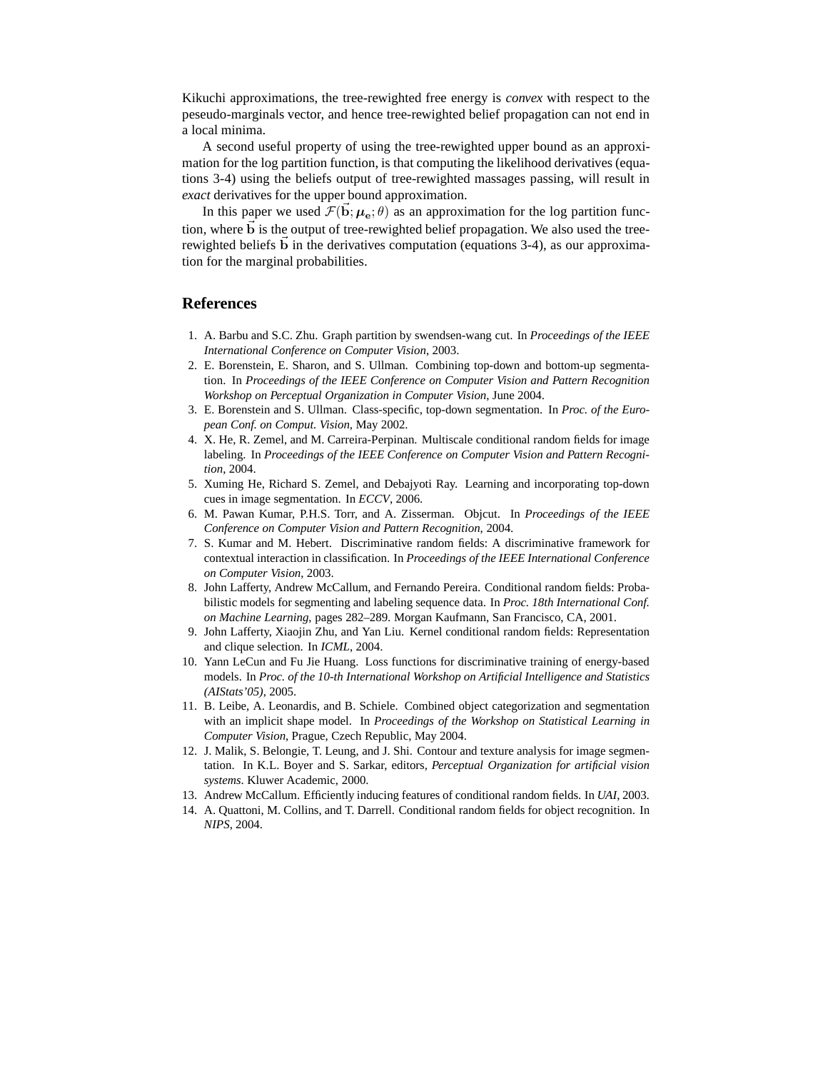Kikuchi approximations, the tree-rewighted free energy is *convex* with respect to the peseudo-marginals vector, and hence tree-rewighted belief propagation can not end in a local minima.

A second useful property of using the tree-rewighted upper bound as an approximation for the log partition function, is that computing the likelihood derivatives (equations 3-4) using the beliefs output of tree-rewighted massages passing, will result in *exact* derivatives for the upper bound approximation.

In this paper we used $\mathcal{F}(\vec{\mathbf{b}}; \boldsymbol{\mu}_\mathbf{e}; \theta)$ as an approximation for the log partition function, where $\vec{\mathrm{b}}$ is the output of tree-rewighted belief propagation. We also used the tree-rewighted beliefs $\vec{\mathrm{b}}$ in the derivatives computation (equations 3-4), as our approximation for the marginal probabilities.

## References

1. A. Barbu and S.C. Zhu. Graph partition by swendsen-wang cut. In *Proceedings of the IEEE International Conference on Computer Vision*, 2003.
2. E. Borenstein, E. Sharon, and S. Ullman. Combining top-down and bottom-up segmentation. In *Proceedings of the IEEE Conference on Computer Vision and Pattern Recognition Workshop on Perceptual Organization in Computer Vision*, June 2004.
3. E. Borenstein and S. Ullman. Class-specific, top-down segmentation. In *Proc. of the European Conf. on Comput. Vision*, May 2002.
4. X. He, R. Zemel, and M. Carreira-Perpinan. Multiscale conditional random fields for image labeling. In *Proceedings of the IEEE Conference on Computer Vision and Pattern Recognition*, 2004.
5. Xuming He, Richard S. Zemel, and Debajyoti Ray. Learning and incorporating top-down cues in image segmentation. In *ECCV*, 2006.
6. M. Pawan Kumar, P.H.S. Torr, and A. Zisserman. Objcut. In *Proceedings of the IEEE Conference on Computer Vision and Pattern Recognition*, 2004.
7. S. Kumar and M. Hebert. Discriminative random fields: A discriminative framework for contextual interaction in classification. In *Proceedings of the IEEE International Conference on Computer Vision*, 2003.
8. John Lafferty, Andrew McCallum, and Fernando Pereira. Conditional random fields: Probabilistic models for segmenting and labeling sequence data. In *Proc. 18th International Conf. on Machine Learning*, pages 282–289. Morgan Kaufmann, San Francisco, CA, 2001.
9. John Lafferty, Xiaojin Zhu, and Yan Liu. Kernel conditional random fields: Representation and clique selection. In *ICML*, 2004.
10. Yann LeCun and Fu Jie Huang. Loss functions for discriminative training of energy-based models. In *Proc. of the 10-th International Workshop on Artificial Intelligence and Statistics (AIStats'05)*, 2005.
11. B. Leibe, A. Leonardis, and B. Schiele. Combined object categorization and segmentation with an implicit shape model. In *Proceedings of the Workshop on Statistical Learning in Computer Vision*, Prague, Czech Republic, May 2004.
12. J. Malik, S. Belongie, T. Leung, and J. Shi. Contour and texture analysis for image segmentation. In K.L. Boyer and S. Sarkar, editors, *Perceptual Organization for artificial vision systems*. Kluwer Academic, 2000.
13. Andrew McCallum. Efficiently inducing features of conditional random fields. In *UAI*, 2003.
14. A. Quattoni, M. Collins, and T. Darrell. Conditional random fields for object recognition. In *NIPS*, 2004.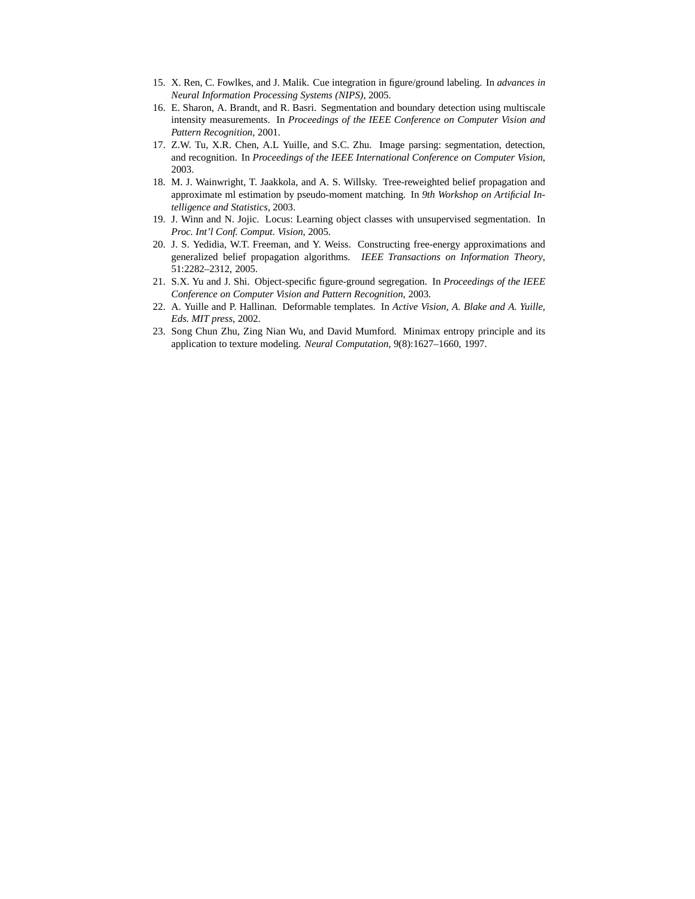15. X. Ren, C. Fowlkes, and J. Malik. Cue integration in figure/ground labeling. In *advances in Neural Information Processing Systems (NIPS)*, 2005.
16. E. Sharon, A. Brandt, and R. Basri. Segmentation and boundary detection using multiscale intensity measurements. In *Proceedings of the IEEE Conference on Computer Vision and Pattern Recognition*, 2001.
17. Z.W. Tu, X.R. Chen, A.L Yuille, and S.C. Zhu. Image parsing: segmentation, detection, and recognition. In *Proceedings of the IEEE International Conference on Computer Vision*, 2003.
18. M. J. Wainwright, T. Jaakkola, and A. S. Willsky. Tree-reweighted belief propagation and approximate ml estimation by pseudo-moment matching. In *9th Workshop on Artificial Intelligence and Statistics*, 2003.
19. J. Winn and N. Jojic. Locus: Learning object classes with unsupervised segmentation. In *Proc. Int'l Conf. Comput. Vision*, 2005.
20. J. S. Yedidia, W.T. Freeman, and Y. Weiss. Constructing free-energy approximations and generalized belief propagation algorithms. *IEEE Transactions on Information Theory*, 51:2282–2312, 2005.
21. S.X. Yu and J. Shi. Object-specific figure-ground segregation. In *Proceedings of the IEEE Conference on Computer Vision and Pattern Recognition*, 2003.
22. A. Yuille and P. Hallinan. Deformable templates. In *Active Vision, A. Blake and A. Yuille, Eds. MIT press*, 2002.
23. Song Chun Zhu, Zing Nian Wu, and David Mumford. Minimax entropy principle and its application to texture modeling. *Neural Computation*, 9(8):1627–1660, 1997.